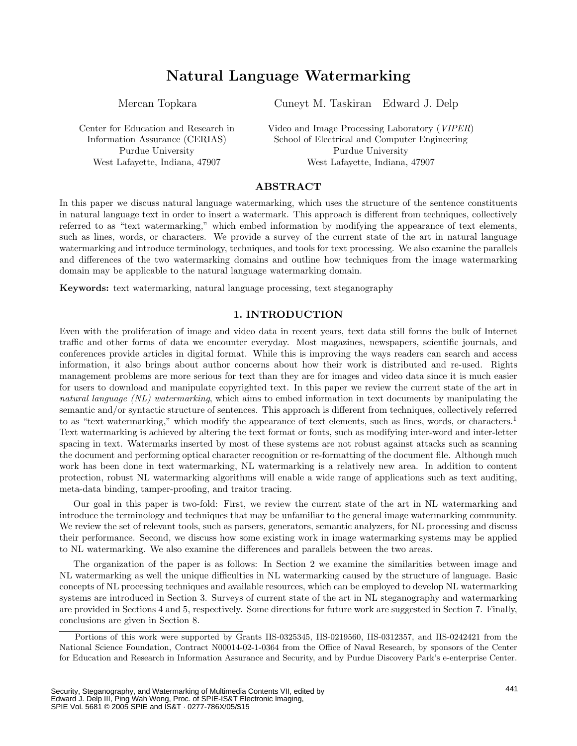# Natural Language Watermarking

Mercan Topkara    Cuneyt M. Taskiran    Edward J. Delp

Center for Education and Research in Information Assurance (CERIAS)
Purdue University
West Lafayette, Indiana, 47907

Video and Image Processing Laboratory (*VIPER*)
School of Electrical and Computer Engineering
Purdue University
West Lafayette, Indiana, 47907

## ABSTRACT

In this paper we discuss natural language watermarking, which uses the structure of the sentence constituents in natural language text in order to insert a watermark. This approach is different from techniques, collectively referred to as "text watermarking," which embed information by modifying the appearance of text elements, such as lines, words, or characters. We provide a survey of the current state of the art in natural language watermarking and introduce terminology, techniques, and tools for text processing. We also examine the parallels and differences of the two watermarking domains and outline how techniques from the image watermarking domain may be applicable to the natural language watermarking domain.

**Keywords:** text watermarking, natural language processing, text steganography

## 1. INTRODUCTION

Even with the proliferation of image and video data in recent years, text data still forms the bulk of Internet traffic and other forms of data we encounter everyday. Most magazines, newspapers, scientific journals, and conferences provide articles in digital format. While this is improving the ways readers can search and access information, it also brings about author concerns about how their work is distributed and re-used. Rights management problems are more serious for text than they are for images and video data since it is much easier for users to download and manipulate copyrighted text. In this paper we review the current state of the art in *natural language (NL) watermarking*, which aims to embed information in text documents by manipulating the semantic and/or syntactic structure of sentences. This approach is different from techniques, collectively referred to as "text watermarking," which modify the appearance of text elements, such as lines, words, or characters.[1] Text watermarking is achieved by altering the text format or fonts, such as modifying inter-word and inter-letter spacing in text. Watermarks inserted by most of these systems are not robust against attacks such as scanning the document and performing optical character recognition or re-formatting of the document file. Although much work has been done in text watermarking, NL watermarking is a relatively new area. In addition to content protection, robust NL watermarking algorithms will enable a wide range of applications such as text auditing, meta-data binding, tamper-proofing, and traitor tracing.

Our goal in this paper is two-fold: First, we review the current state of the art in NL watermarking and introduce the terminology and techniques that may be unfamiliar to the general image watermarking community. We review the set of relevant tools, such as parsers, generators, semantic analyzers, for NL processing and discuss their performance. Second, we discuss how some existing work in image watermarking systems may be applied to NL watermarking. We also examine the differences and parallels between the two areas.

The organization of the paper is as follows: In Section 2 we examine the similarities between image and NL watermarking as well the unique difficulties in NL watermarking caused by the structure of language. Basic concepts of NL processing techniques and available resources, which can be employed to develop NL watermarking systems are introduced in Section 3. Surveys of current state of the art in NL steganography and watermarking are provided in Sections 4 and 5, respectively. Some directions for future work are suggested in Section 7. Finally, conclusions are given in Section 8.

Portions of this work were supported by Grants IIS-0325345, IIS-0219560, IIS-0312357, and IIS-0242421 from the National Science Foundation, Contract N00014-02-1-0364 from the Office of Naval Research, by sponsors of the Center for Education and Research in Information Assurance and Security, and by Purdue Discovery Park's e-enterprise Center.

Security, Steganography, and Watermarking of Multimedia Contents VII, edited by Edward J. Delp III, Ping Wah Wong, Proc. of SPIE-IS&T Electronic Imaging, SPIE Vol. 5681 © 2005 SPIE and IS&T · 0277-786X/05/$15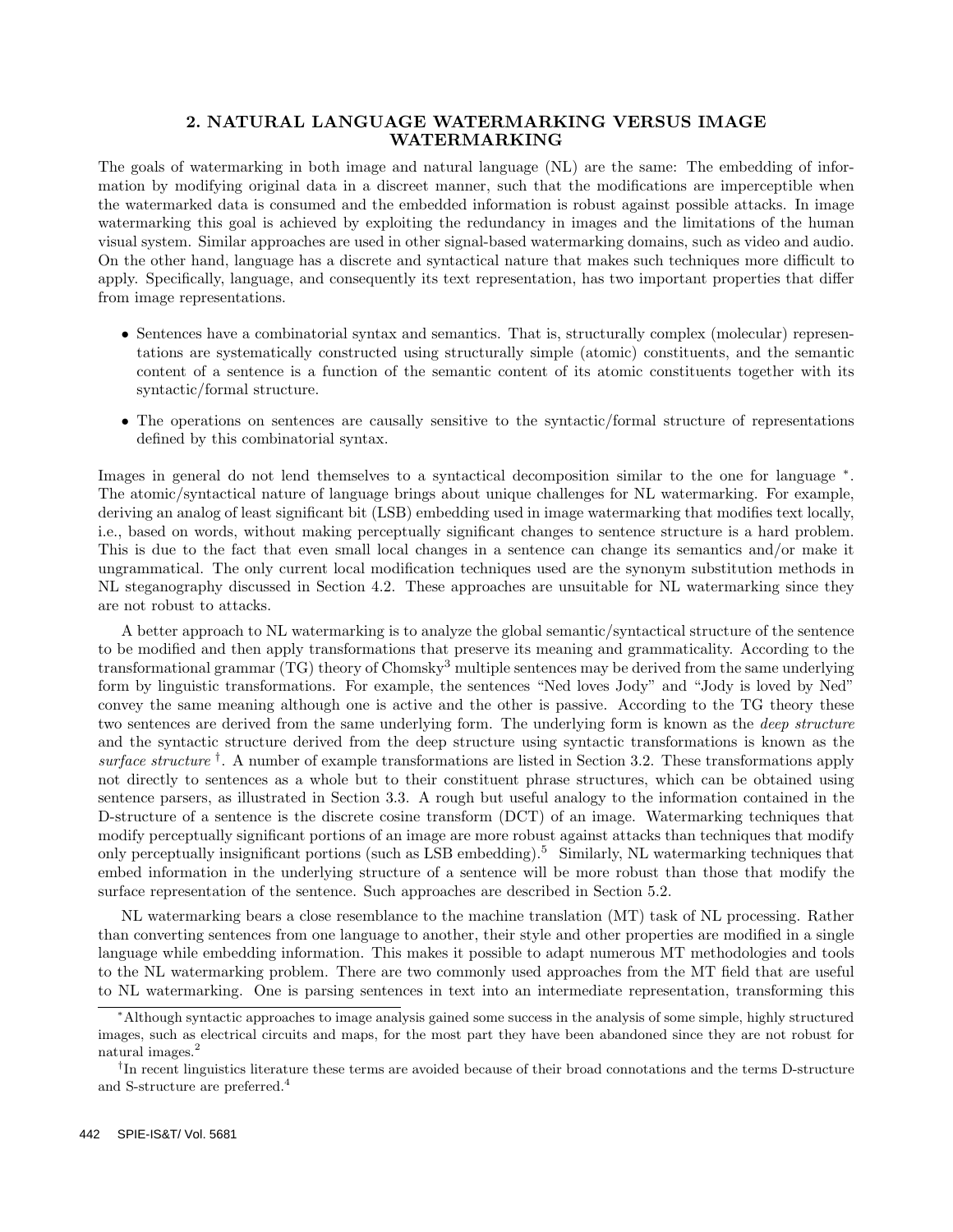## 2. NATURAL LANGUAGE WATERMARKING VERSUS IMAGE WATERMARKING

The goals of watermarking in both image and natural language (NL) are the same: The embedding of information by modifying original data in a discreet manner, such that the modifications are imperceptible when the watermarked data is consumed and the embedded information is robust against possible attacks. In image watermarking this goal is achieved by exploiting the redundancy in images and the limitations of the human visual system. Similar approaches are used in other signal-based watermarking domains, such as video and audio. On the other hand, language has a discrete and syntactical nature that makes such techniques more difficult to apply. Specifically, language, and consequently its text representation, has two important properties that differ from image representations.

- Sentences have a combinatorial syntax and semantics. That is, structurally complex (molecular) representations are systematically constructed using structurally simple (atomic) constituents, and the semantic content of a sentence is a function of the semantic content of its atomic constituents together with its syntactic/formal structure.
- The operations on sentences are causally sensitive to the syntactic/formal structure of representations defined by this combinatorial syntax.

Images in general do not lend themselves to a syntactical decomposition similar to the one for language [*]. The atomic/syntactical nature of language brings about unique challenges for NL watermarking. For example, deriving an analog of least significant bit (LSB) embedding used in image watermarking that modifies text locally, i.e., based on words, without making perceptually significant changes to sentence structure is a hard problem. This is due to the fact that even small local changes in a sentence can change its semantics and/or make it ungrammatical. The only current local modification techniques used are the synonym substitution methods in NL steganography discussed in Section 4.2. These approaches are unsuitable for NL watermarking since they are not robust to attacks.

A better approach to NL watermarking is to analyze the global semantic/syntactical structure of the sentence to be modified and then apply transformations that preserve its meaning and grammaticality. According to the transformational grammar (TG) theory of Chomsky[3] multiple sentences may be derived from the same underlying form by linguistic transformations. For example, the sentences "Ned loves Jody" and "Jody is loved by Ned" convey the same meaning although one is active and the other is passive. According to the TG theory these two sentences are derived from the same underlying form. The underlying form is known as the *deep structure* and the syntactic structure derived from the deep structure using syntactic transformations is known as the *surface structure* [†]. A number of example transformations are listed in Section 3.2. These transformations apply not directly to sentences as a whole but to their constituent phrase structures, which can be obtained using sentence parsers, as illustrated in Section 3.3. A rough but useful analogy to the information contained in the D-structure of a sentence is the discrete cosine transform (DCT) of an image. Watermarking techniques that modify perceptually significant portions of an image are more robust against attacks than techniques that modify only perceptually insignificant portions (such as LSB embedding).[5] Similarly, NL watermarking techniques that embed information in the underlying structure of a sentence will be more robust than those that modify the surface representation of the sentence. Such approaches are described in Section 5.2.

NL watermarking bears a close resemblance to the machine translation (MT) task of NL processing. Rather than converting sentences from one language to another, their style and other properties are modified in a single language while embedding information. This makes it possible to adapt numerous MT methodologies and tools to the NL watermarking problem. There are two commonly used approaches from the MT field that are useful to NL watermarking. One is parsing sentences in text into an intermediate representation, transforming this

---

[*] Although syntactic approaches to image analysis gained some success in the analysis of some simple, highly structured images, such as electrical circuits and maps, for the most part they have been abandoned since they are not robust for natural images.[2]

[†] In recent linguistics literature these terms are avoided because of their broad connotations and the terms D-structure and S-structure are preferred.[4]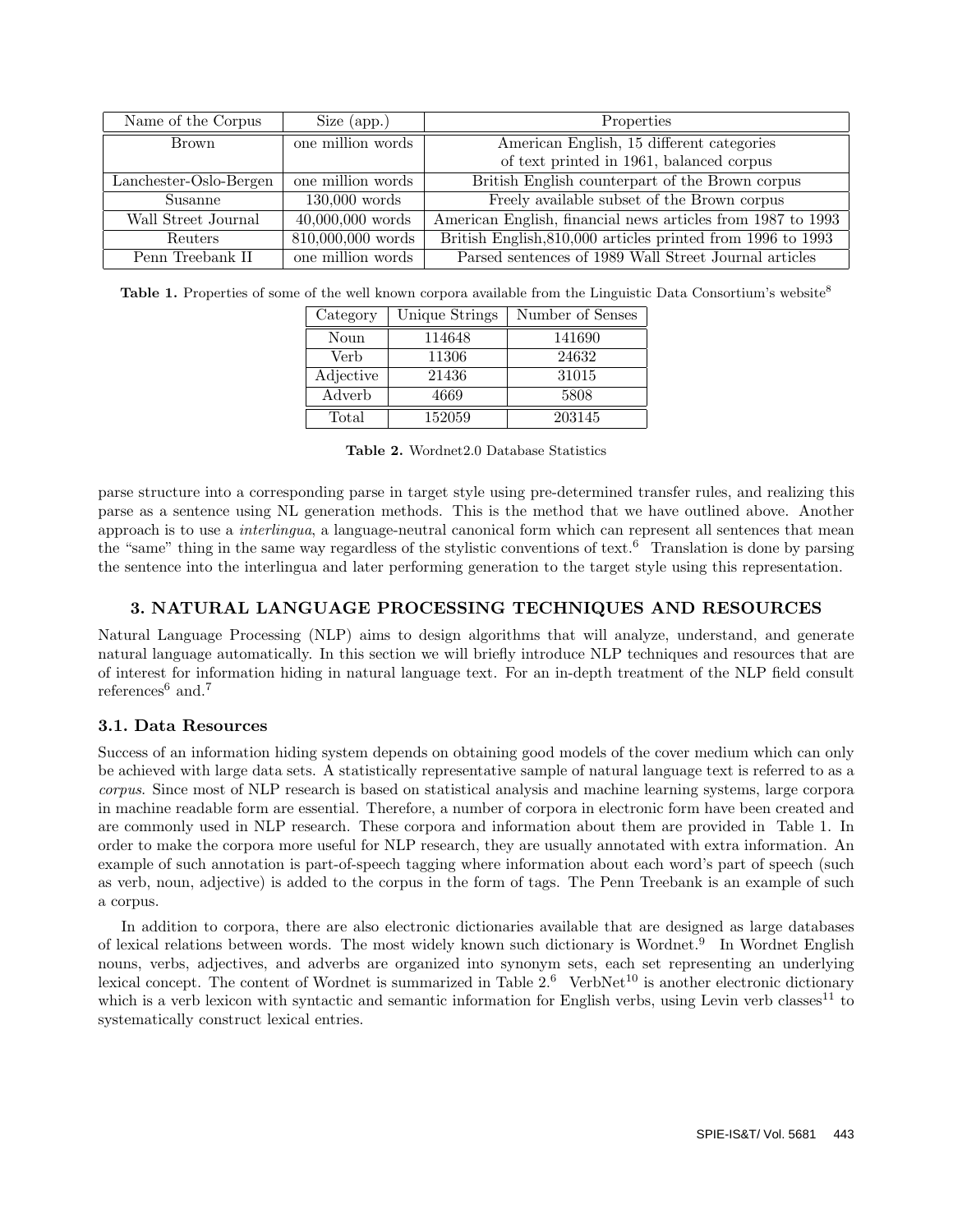| Name of the Corpus | Size (app.) | Properties |
|---|---|---|
| Brown | one million words | American English, 15 different categories of text printed in 1961, balanced corpus |
| Lanchester-Oslo-Bergen | one million words | British English counterpart of the Brown corpus |
| Susanne | 130,000 words | Freely available subset of the Brown corpus |
| Wall Street Journal | 40,000,000 words | American English, financial news articles from 1987 to 1993 |
| Reuters | 810,000,000 words | British English,810,000 articles printed from 1996 to 1993 |
| Penn Treebank II | one million words | Parsed sentences of 1989 Wall Street Journal articles |

**Table 1.** Properties of some of the well known corpora available from the Linguistic Data Consortium's website[8]

| Category | Unique Strings | Number of Senses |
|---|---|---|
| Noun | 114648 | 141690 |
| Verb | 11306 | 24632 |
| Adjective | 21436 | 31015 |
| Adverb | 4669 | 5808 |
| Total | 152059 | 203145 |

**Table 2.** Wordnet2.0 Database Statistics

parse structure into a corresponding parse in target style using pre-determined transfer rules, and realizing this parse as a sentence using NL generation methods. This is the method that we have outlined above. Another approach is to use a *interlingua*, a language-neutral canonical form which can represent all sentences that mean the "same" thing in the same way regardless of the stylistic conventions of text.[6] Translation is done by parsing the sentence into the interlingua and later performing generation to the target style using this representation.

## 3. NATURAL LANGUAGE PROCESSING TECHNIQUES AND RESOURCES

Natural Language Processing (NLP) aims to design algorithms that will analyze, understand, and generate natural language automatically. In this section we will briefly introduce NLP techniques and resources that are of interest for information hiding in natural language text. For an in-depth treatment of the NLP field consult references[6] and.[7]

### 3.1. Data Resources

Success of an information hiding system depends on obtaining good models of the cover medium which can only be achieved with large data sets. A statistically representative sample of natural language text is referred to as a *corpus*. Since most of NLP research is based on statistical analysis and machine learning systems, large corpora in machine readable form are essential. Therefore, a number of corpora in electronic form have been created and are commonly used in NLP research. These corpora and information about them are provided in Table 1. In order to make the corpora more useful for NLP research, they are usually annotated with extra information. An example of such annotation is part-of-speech tagging where information about each word's part of speech (such as verb, noun, adjective) is added to the corpus in the form of tags. The Penn Treebank is an example of such a corpus.

In addition to corpora, there are also electronic dictionaries available that are designed as large databases of lexical relations between words. The most widely known such dictionary is Wordnet.[9] In Wordnet English nouns, verbs, adjectives, and adverbs are organized into synonym sets, each set representing an underlying lexical concept. The content of Wordnet is summarized in Table 2.[6] VerbNet[10] is another electronic dictionary which is a verb lexicon with syntactic and semantic information for English verbs, using Levin verb classes[11] to systematically construct lexical entries.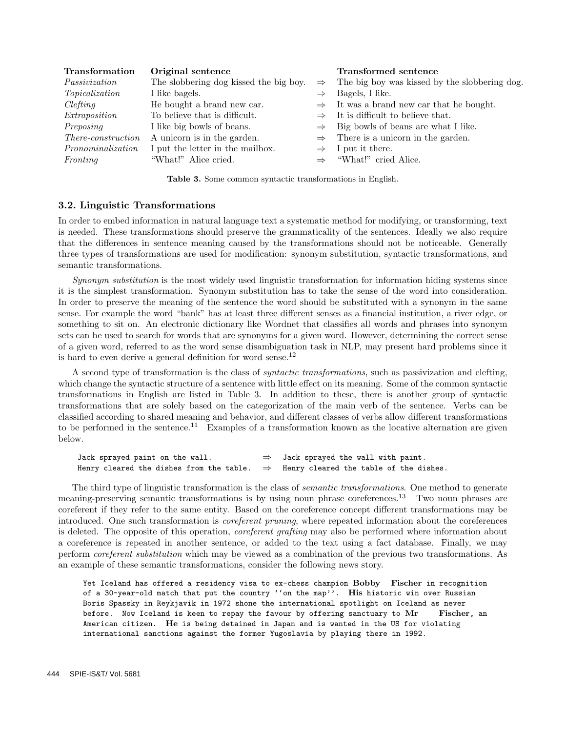| Transformation | Original sentence | | Transformed sentence |
| --- | --- | --- | --- |
| *Passivization* | The slobbering dog kissed the big boy. | ⇒ | The big boy was kissed by the slobbering dog. |
| *Topicalization* | I like bagels. | ⇒ | Bagels, I like. |
| *Clefting* | He bought a brand new car. | ⇒ | It was a brand new car that he bought. |
| *Extraposition* | To believe that is difficult. | ⇒ | It is difficult to believe that. |
| *Preposing* | I like big bowls of beans. | ⇒ | Big bowls of beans are what I like. |
| *There-construction* | A unicorn is in the garden. | ⇒ | There is a unicorn in the garden. |
| *Pronominalization* | I put the letter in the mailbox. | ⇒ | I put it there. |
| *Fronting* | "What!" Alice cried. | ⇒ | "What!" cried Alice. |

**Table 3.** Some common syntactic transformations in English.

### 3.2. Linguistic Transformations

In order to embed information in natural language text a systematic method for modifying, or transforming, text is needed. These transformations should preserve the grammaticality of the sentences. Ideally we also require that the differences in sentence meaning caused by the transformations should not be noticeable. Generally three types of transformations are used for modification: synonym substitution, syntactic transformations, and semantic transformations.

*Synonym substitution* is the most widely used linguistic transformation for information hiding systems since it is the simplest transformation. Synonym substitution has to take the sense of the word into consideration. In order to preserve the meaning of the sentence the word should be substituted with a synonym in the same sense. For example the word "bank" has at least three different senses as a financial institution, a river edge, or something to sit on. An electronic dictionary like Wordnet that classifies all words and phrases into synonym sets can be used to search for words that are synonyms for a given word. However, determining the correct sense of a given word, referred to as the word sense disambiguation task in NLP, may present hard problems since it is hard to even derive a general definition for word sense.[12]

A second type of transformation is the class of *syntactic transformations*, such as passivization and clefting, which change the syntactic structure of a sentence with little effect on its meaning. Some of the common syntactic transformations in English are listed in Table 3. In addition to these, there is another group of syntactic transformations that are solely based on the categorization of the main verb of the sentence. Verbs can be classified according to shared meaning and behavior, and different classes of verbs allow different transformations to be performed in the sentence.[11] Examples of a transformation known as the locative alternation are given below.

```
Jack sprayed paint on the wall.          ⇒  Jack sprayed the wall with paint.
Henry cleared the dishes from the table. ⇒  Henry cleared the table of the dishes.
```

The third type of linguistic transformation is the class of *semantic transformations*. One method to generate meaning-preserving semantic transformations is by using noun phrase coreferences.[13] Two noun phrases are coreferent if they refer to the same entity. Based on the coreference concept different transformations may be introduced. One such transformation is *coreferent pruning*, where repeated information about the coreferences is deleted. The opposite of this operation, *coreferent grafting* may also be performed where information about a coreference is repeated in another sentence, or added to the text using a fact database. Finally, we may perform *coreferent substitution* which may be viewed as a combination of the previous two transformations. As an example of these semantic transformations, consider the following news story.

> Yet Iceland has offered a residency visa to ex-chess champion **Bobby Fischer** in recognition of a 30-year-old match that put the country ''on the map''. **His** historic win over Russian Boris Spassky in Reykjavik in 1972 shone the international spotlight on Iceland as never before. Now Iceland is keen to repay the favour by offering sanctuary to **Mr Fischer**, an American citizen. **He** is being detained in Japan and is wanted in the US for violating international sanctions against the former Yugoslavia by playing there in 1992.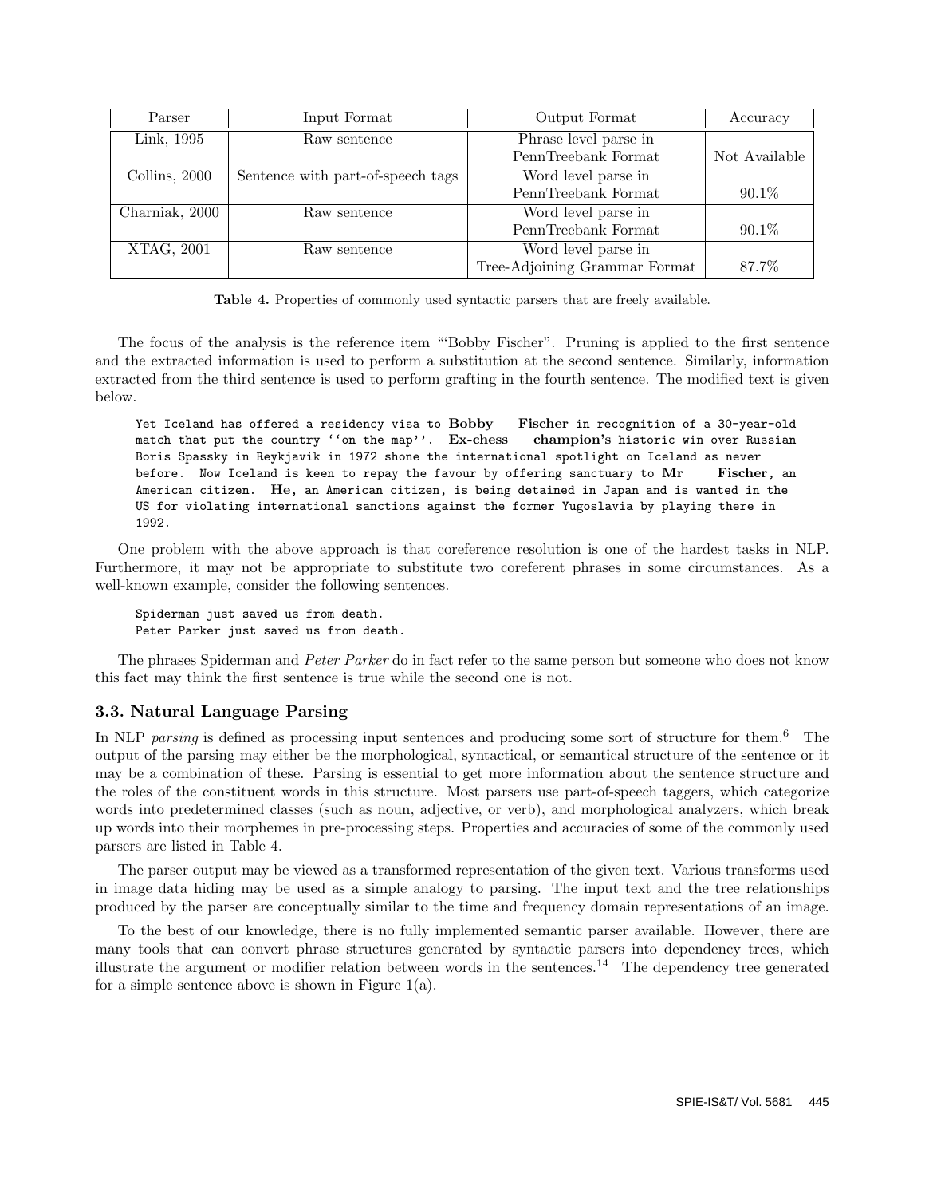| Parser | Input Format | Output Format | Accuracy |
|---|---|---|---|
| Link, 1995 | Raw sentence | Phrase level parse in PennTreebank Format | Not Available |
| Collins, 2000 | Sentence with part-of-speech tags | Word level parse in PennTreebank Format | 90.1% |
| Charniak, 2000 | Raw sentence | Word level parse in PennTreebank Format | 90.1% |
| XTAG, 2001 | Raw sentence | Word level parse in Tree-Adjoining Grammar Format | 87.7% |

**Table 4.** Properties of commonly used syntactic parsers that are freely available.

The focus of the analysis is the reference item "'Bobby Fischer". Pruning is applied to the first sentence and the extracted information is used to perform a substitution at the second sentence. Similarly, information extracted from the third sentence is used to perform grafting in the fourth sentence. The modified text is given below.

> Yet Iceland has offered a residency visa to **Bobby Fischer** in recognition of a 30-year-old match that put the country ''on the map''. **Ex-chess champion's** historic win over Russian Boris Spassky in Reykjavik in 1972 shone the international spotlight on Iceland as never before. Now Iceland is keen to repay the favour by offering sanctuary to **Mr Fischer**, an American citizen. **He,** an American citizen, is being detained in Japan and is wanted in the US for violating international sanctions against the former Yugoslavia by playing there in 1992.

One problem with the above approach is that coreference resolution is one of the hardest tasks in NLP. Furthermore, it may not be appropriate to substitute two coreferent phrases in some circumstances. As a well-known example, consider the following sentences.

```
Spiderman just saved us from death.
Peter Parker just saved us from death.
```

The phrases Spiderman and *Peter Parker* do in fact refer to the same person but someone who does not know this fact may think the first sentence is true while the second one is not.

### 3.3. Natural Language Parsing

In NLP *parsing* is defined as processing input sentences and producing some sort of structure for them.[6] The output of the parsing may either be the morphological, syntactical, or semantical structure of the sentence or it may be a combination of these. Parsing is essential to get more information about the sentence structure and the roles of the constituent words in this structure. Most parsers use part-of-speech taggers, which categorize words into predetermined classes (such as noun, adjective, or verb), and morphological analyzers, which break up words into their morphemes in pre-processing steps. Properties and accuracies of some of the commonly used parsers are listed in Table 4.

The parser output may be viewed as a transformed representation of the given text. Various transforms used in image data hiding may be used as a simple analogy to parsing. The input text and the tree relationships produced by the parser are conceptually similar to the time and frequency domain representations of an image.

To the best of our knowledge, there is no fully implemented semantic parser available. However, there are many tools that can convert phrase structures generated by syntactic parsers into dependency trees, which illustrate the argument or modifier relation between words in the sentences.[14] The dependency tree generated for a simple sentence above is shown in Figure 1(a).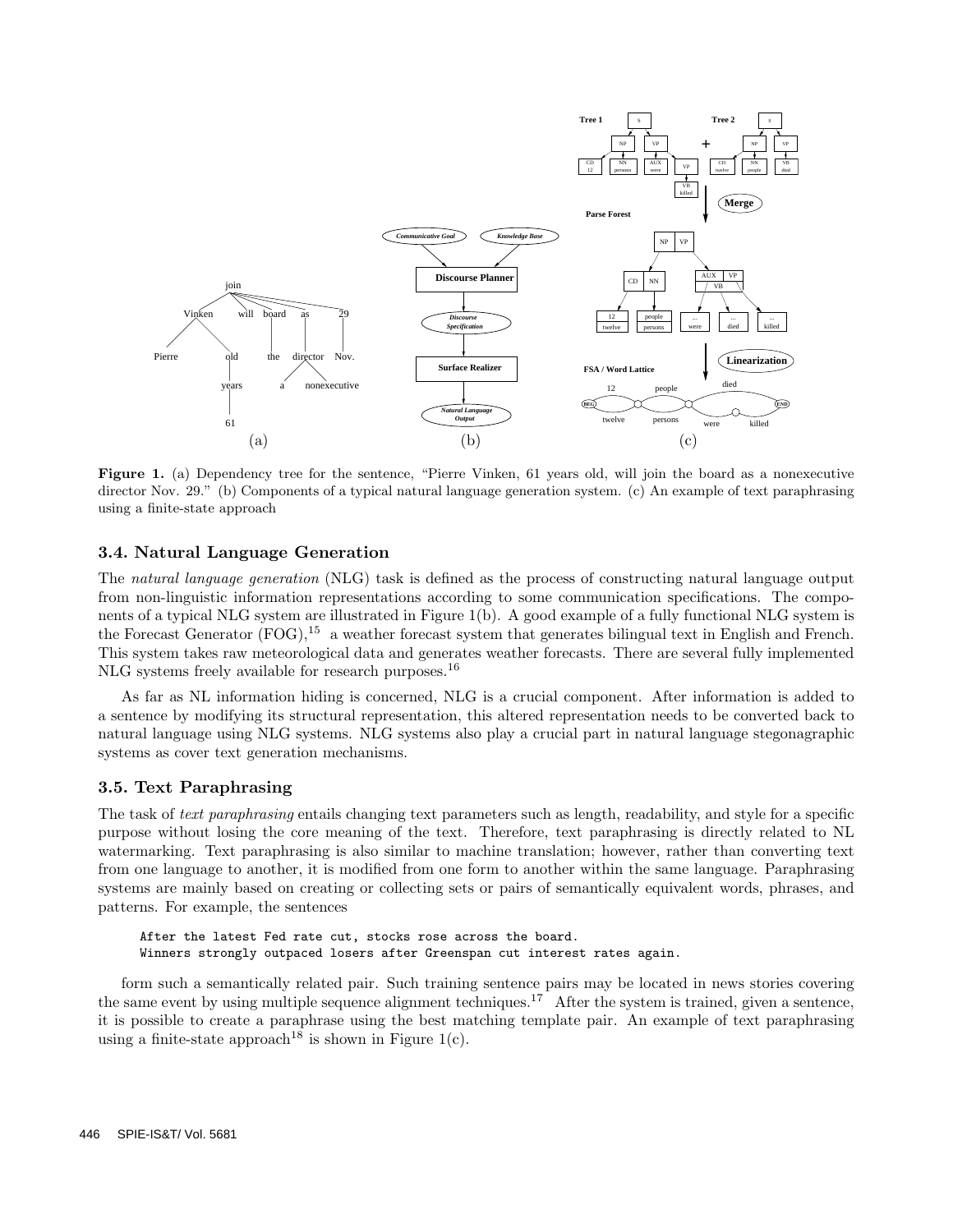**Figure 1.** (a) Dependency tree for the sentence, "Pierre Vinken, 61 years old, will join the board as a nonexecutive director Nov. 29." (b) Components of a typical natural language generation system. (c) An example of text paraphrasing using a finite-state approach

### 3.4. Natural Language Generation

The *natural language generation* (NLG) task is defined as the process of constructing natural language output from non-linguistic information representations according to some communication specifications. The components of a typical NLG system are illustrated in Figure 1(b). A good example of a fully functional NLG system is the Forecast Generator (FOG),[15] a weather forecast system that generates bilingual text in English and French. This system takes raw meteorological data and generates weather forecasts. There are several fully implemented NLG systems freely available for research purposes.[16]

As far as NL information hiding is concerned, NLG is a crucial component. After information is added to a sentence by modifying its structural representation, this altered representation needs to be converted back to natural language using NLG systems. NLG systems also play a crucial part in natural language stegonagraphic systems as cover text generation mechanisms.

### 3.5. Text Paraphrasing

The task of *text paraphrasing* entails changing text parameters such as length, readability, and style for a specific purpose without losing the core meaning of the text. Therefore, text paraphrasing is directly related to NL watermarking. Text paraphrasing is also similar to machine translation; however, rather than converting text from one language to another, it is modified from one form to another within the same language. Paraphrasing systems are mainly based on creating or collecting sets or pairs of semantically equivalent words, phrases, and patterns. For example, the sentences

```
After the latest Fed rate cut, stocks rose across the board.
Winners strongly outpaced losers after Greenspan cut interest rates again.
```

form such a semantically related pair. Such training sentence pairs may be located in news stories covering the same event by using multiple sequence alignment techniques.[17] After the system is trained, given a sentence, it is possible to create a paraphrase using the best matching template pair. An example of text paraphrasing using a finite-state approach[18] is shown in Figure 1(c).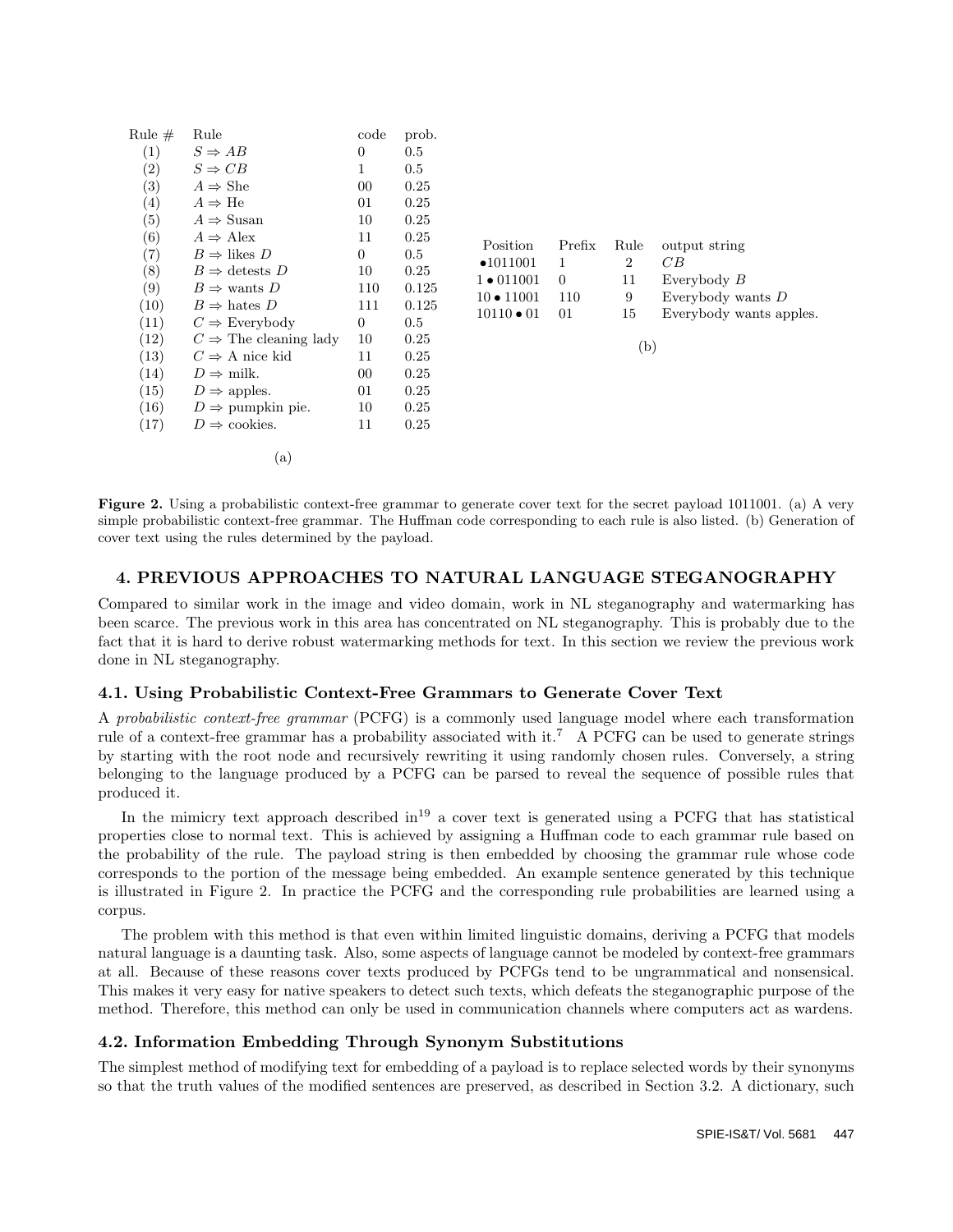| Rule # | Rule | code | prob. |
|---|---|---|---|
| (1) | $S \Rightarrow AB$ | 0 | 0.5 |
| (2) | $S \Rightarrow CB$ | 1 | 0.5 |
| (3) | $A \Rightarrow$ She | 00 | 0.25 |
| (4) | $A \Rightarrow$ He | 01 | 0.25 |
| (5) | $A \Rightarrow$ Susan | 10 | 0.25 |
| (6) | $A \Rightarrow$ Alex | 11 | 0.25 |
| (7) | $B \Rightarrow$ likes $D$ | 0 | 0.5 |
| (8) | $B \Rightarrow$ detests $D$ | 10 | 0.25 |
| (9) | $B \Rightarrow$ wants $D$ | 110 | 0.125 |
| (10) | $B \Rightarrow$ hates $D$ | 111 | 0.125 |
| (11) | $C \Rightarrow$ Everybody | 0 | 0.5 |
| (12) | $C \Rightarrow$ The cleaning lady | 10 | 0.25 |
| (13) | $C \Rightarrow$ A nice kid | 11 | 0.25 |
| (14) | $D \Rightarrow$ milk. | 00 | 0.25 |
| (15) | $D \Rightarrow$ apples. | 01 | 0.25 |
| (16) | $D \Rightarrow$ pumpkin pie. | 10 | 0.25 |
| (17) | $D \Rightarrow$ cookies. | 11 | 0.25 |

(a)

| Position | Prefix | Rule | output string |
|---|---|---|---|
| •1011001 | 1 | 2 | $CB$ |
| 1 • 011001 | 0 | 11 | Everybody $B$ |
| 10 • 11001 | 110 | 9 | Everybody wants $D$ |
| 10110 • 01 | 01 | 15 | Everybody wants apples. |

(b)

**Figure 2.** Using a probabilistic context-free grammar to generate cover text for the secret payload 1011001. (a) A very simple probabilistic context-free grammar. The Huffman code corresponding to each rule is also listed. (b) Generation of cover text using the rules determined by the payload.

## 4. PREVIOUS APPROACHES TO NATURAL LANGUAGE STEGANOGRAPHY

Compared to similar work in the image and video domain, work in NL steganography and watermarking has been scarce. The previous work in this area has concentrated on NL steganography. This is probably due to the fact that it is hard to derive robust watermarking methods for text. In this section we review the previous work done in NL steganography.

### 4.1. Using Probabilistic Context-Free Grammars to Generate Cover Text

A *probabilistic context-free grammar* (PCFG) is a commonly used language model where each transformation rule of a context-free grammar has a probability associated with it.[7] A PCFG can be used to generate strings by starting with the root node and recursively rewriting it using randomly chosen rules. Conversely, a string belonging to the language produced by a PCFG can be parsed to reveal the sequence of possible rules that produced it.

In the mimicry text approach described in[19] a cover text is generated using a PCFG that has statistical properties close to normal text. This is achieved by assigning a Huffman code to each grammar rule based on the probability of the rule. The payload string is then embedded by choosing the grammar rule whose code corresponds to the portion of the message being embedded. An example sentence generated by this technique is illustrated in Figure 2. In practice the PCFG and the corresponding rule probabilities are learned using a corpus.

The problem with this method is that even within limited linguistic domains, deriving a PCFG that models natural language is a daunting task. Also, some aspects of language cannot be modeled by context-free grammars at all. Because of these reasons cover texts produced by PCFGs tend to be ungrammatical and nonsensical. This makes it very easy for native speakers to detect such texts, which defeats the steganographic purpose of the method. Therefore, this method can only be used in communication channels where computers act as wardens.

### 4.2. Information Embedding Through Synonym Substitutions

The simplest method of modifying text for embedding of a payload is to replace selected words by their synonyms so that the truth values of the modified sentences are preserved, as described in Section 3.2. A dictionary, such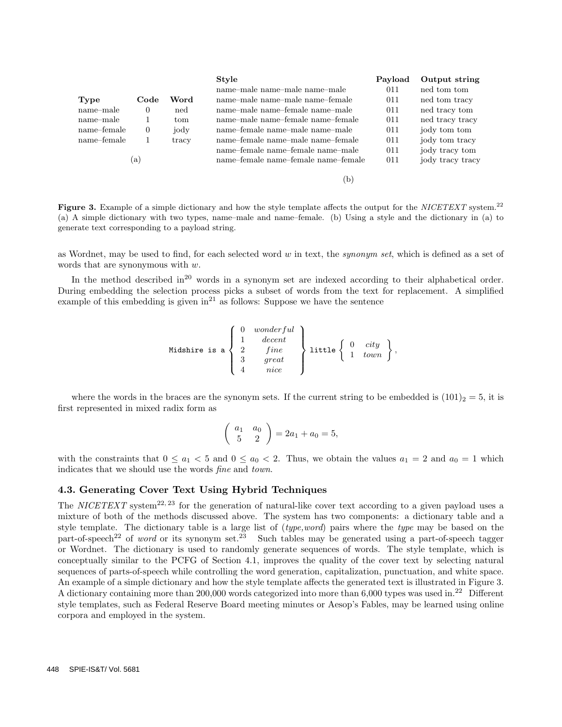| Type | Code | Word |
|---|---|---|
| name–male | 0 | ned |
| name–male | 1 | tom |
| name–female | 0 | jody |
| name–female | 1 | tracy |

(a)

| Style | Payload | Output string |
|---|---|---|
| name–male name–male name–male | 011 | ned tom tom |
| name–male name–male name–female | 011 | ned tom tracy |
| name–male name–female name–male | 011 | ned tracy tom |
| name–male name–female name–female | 011 | ned tracy tracy |
| name–female name–male name–male | 011 | jody tom tom |
| name–female name–male name–female | 011 | jody tom tracy |
| name–female name–female name–male | 011 | jody tracy tom |
| name–female name–female name–female | 011 | jody tracy tracy |

(b)

**Figure 3.** Example of a simple dictionary and how the style template affects the output for the *NICETEXT* system.[22] (a) A simple dictionary with two types, name–male and name–female. (b) Using a style and the dictionary in (a) to generate text corresponding to a payload string.

as Wordnet, may be used to find, for each selected word $w$ in text, the *synonym set*, which is defined as a set of words that are synonymous with $w$.

In the method described in[20] words in a synonym set are indexed according to their alphabetical order. During embedding the selection process picks a subset of words from the text for replacement. A simplified example of this embedding is given in[21] as follows: Suppose we have the sentence

$$\texttt{Midshire is a} \left\{ \begin{array}{cc} 0 & \mathit{wonderful} \\ 1 & \mathit{decent} \\ 2 & \mathit{fine} \\ 3 & \mathit{great} \\ 4 & \mathit{nice} \end{array} \right\} \texttt{little} \left\{ \begin{array}{cc} 0 & \mathit{city} \\ 1 & \mathit{town} \end{array} \right\},$$

where the words in the braces are the synonym sets. If the current string to be embedded is $(101)_2 = 5$, it is first represented in mixed radix form as

$$\left( \begin{array}{cc} a_1 & a_0 \\ 5 & 2 \end{array} \right) = 2a_1 + a_0 = 5,$$

with the constraints that $0 \leq a_1 < 5$ and $0 \leq a_0 < 2$. Thus, we obtain the values $a_1 = 2$ and $a_0 = 1$ which indicates that we should use the words *fine* and *town*.

### 4.3. Generating Cover Text Using Hybrid Techniques

The *NICETEXT* system[22,23] for the generation of natural-like cover text according to a given payload uses a mixture of both of the methods discussed above. The system has two components: a dictionary table and a style template. The dictionary table is a large list of (*type,word*) pairs where the *type* may be based on the part-of-speech[22] of *word* or its synonym set.[23] Such tables may be generated using a part-of-speech tagger or Wordnet. The dictionary is used to randomly generate sequences of words. The style template, which is conceptually similar to the PCFG of Section 4.1, improves the quality of the cover text by selecting natural sequences of parts-of-speech while controlling the word generation, capitalization, punctuation, and white space. An example of a simple dictionary and how the style template affects the generated text is illustrated in Figure 3. A dictionary containing more than 200,000 words categorized into more than 6,000 types was used in.[22] Different style templates, such as Federal Reserve Board meeting minutes or Aesop's Fables, may be learned using online corpora and employed in the system.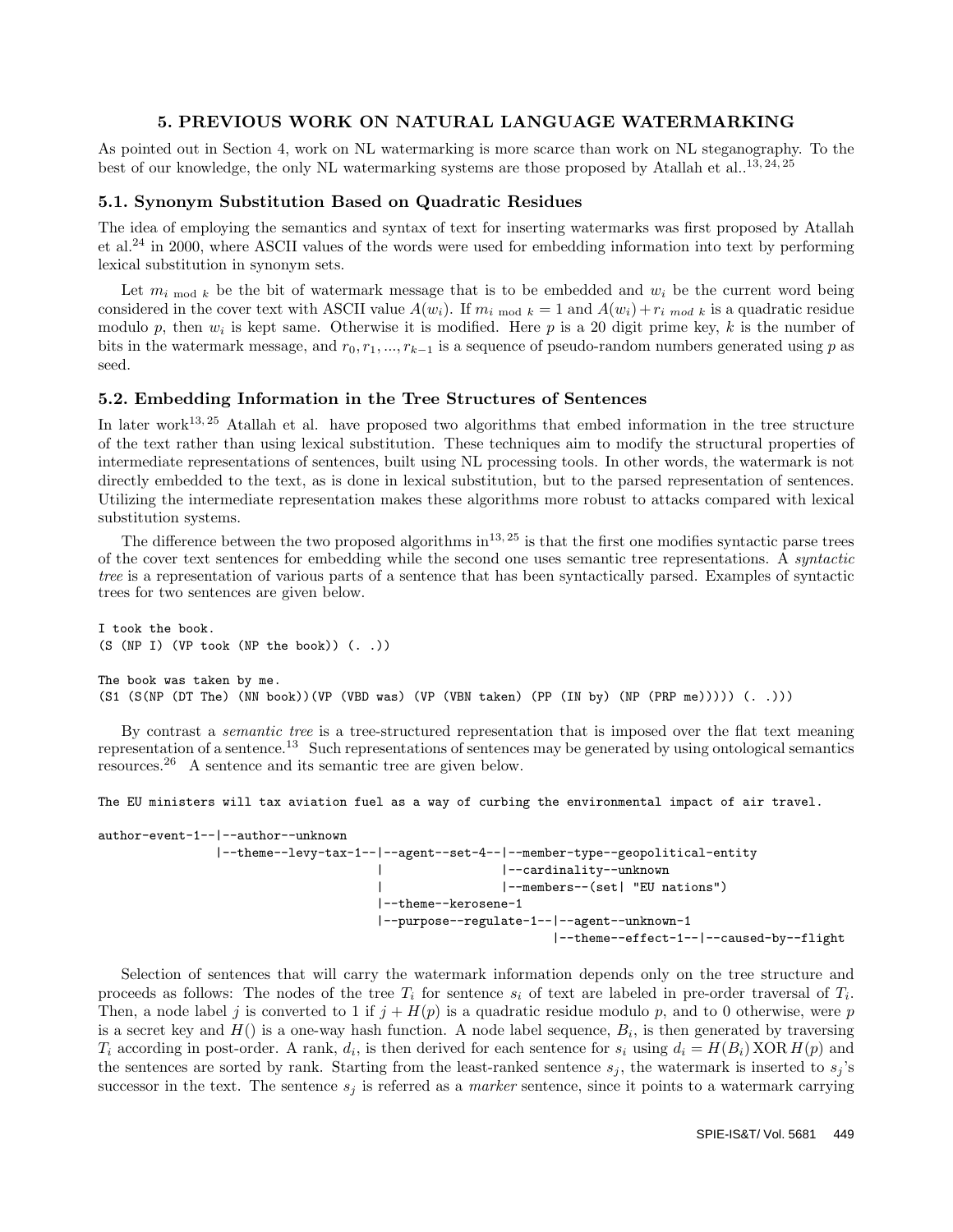## 5. PREVIOUS WORK ON NATURAL LANGUAGE WATERMARKING

As pointed out in Section 4, work on NL watermarking is more scarce than work on NL steganography. To the best of our knowledge, the only NL watermarking systems are those proposed by Atallah et al..[13, 24, 25]

### 5.1. Synonym Substitution Based on Quadratic Residues

The idea of employing the semantics and syntax of text for inserting watermarks was first proposed by Atallah et al.[24] in 2000, where ASCII values of the words were used for embedding information into text by performing lexical substitution in synonym sets.

Let $m_{i \bmod k}$ be the bit of watermark message that is to be embedded and $w_i$ be the current word being considered in the cover text with ASCII value $A(w_i)$. If $m_{i \bmod k} = 1$ and $A(w_i) + r_{i \; mod \; k}$ is a quadratic residue modulo $p$, then $w_i$ is kept same. Otherwise it is modified. Here $p$ is a 20 digit prime key, $k$ is the number of bits in the watermark message, and $r_0, r_1, ..., r_{k-1}$ is a sequence of pseudo-random numbers generated using $p$ as seed.

### 5.2. Embedding Information in the Tree Structures of Sentences

In later work[13, 25] Atallah et al. have proposed two algorithms that embed information in the tree structure of the text rather than using lexical substitution. These techniques aim to modify the structural properties of intermediate representations of sentences, built using NL processing tools. In other words, the watermark is not directly embedded to the text, as is done in lexical substitution, but to the parsed representation of sentences. Utilizing the intermediate representation makes these algorithms more robust to attacks compared with lexical substitution systems.

The difference between the two proposed algorithms in[13, 25] is that the first one modifies syntactic parse trees of the cover text sentences for embedding while the second one uses semantic tree representations. A *syntactic tree* is a representation of various parts of a sentence that has been syntactically parsed. Examples of syntactic trees for two sentences are given below.

```
I took the book.
(S (NP I) (VP took (NP the book)) (. .))

The book was taken by me.
(S1 (S(NP (DT The) (NN book))(VP (VBD was) (VP (VBN taken) (PP (IN by) (NP (PRP me))))) (. .)))
```

By contrast a *semantic tree* is a tree-structured representation that is imposed over the flat text meaning representation of a sentence.[13] Such representations of sentences may be generated by using ontological semantics resources.[26] A sentence and its semantic tree are given below.

```
The EU ministers will tax aviation fuel as a way of curbing the environmental impact of air travel.

author-event-1--|--author--unknown
                |--theme--levy-tax-1--|--agent--set-4--|--member-type--geopolitical-entity
                                      |                |--cardinality--unknown
                                      |                |--members--(set| "EU nations")
                                      |--theme--kerosene-1
                                      |--purpose--regulate-1--|--agent--unknown-1
                                                              |--theme--effect-1--|--caused-by--flight
```

Selection of sentences that will carry the watermark information depends only on the tree structure and proceeds as follows: The nodes of the tree $T_i$ for sentence $s_i$ of text are labeled in pre-order traversal of $T_i$. Then, a node label $j$ is converted to 1 if $j + H(p)$ is a quadratic residue modulo $p$, and to 0 otherwise, were $p$ is a secret key and $H()$ is a one-way hash function. A node label sequence, $B_i$, is then generated by traversing $T_i$ according in post-order. A rank, $d_i$, is then derived for each sentence for $s_i$ using $d_i = H(B_i) \,\mathrm{XOR}\, H(p)$ and the sentences are sorted by rank. Starting from the least-ranked sentence $s_j$, the watermark is inserted to $s_j$'s successor in the text. The sentence $s_j$ is referred as a *marker* sentence, since it points to a watermark carrying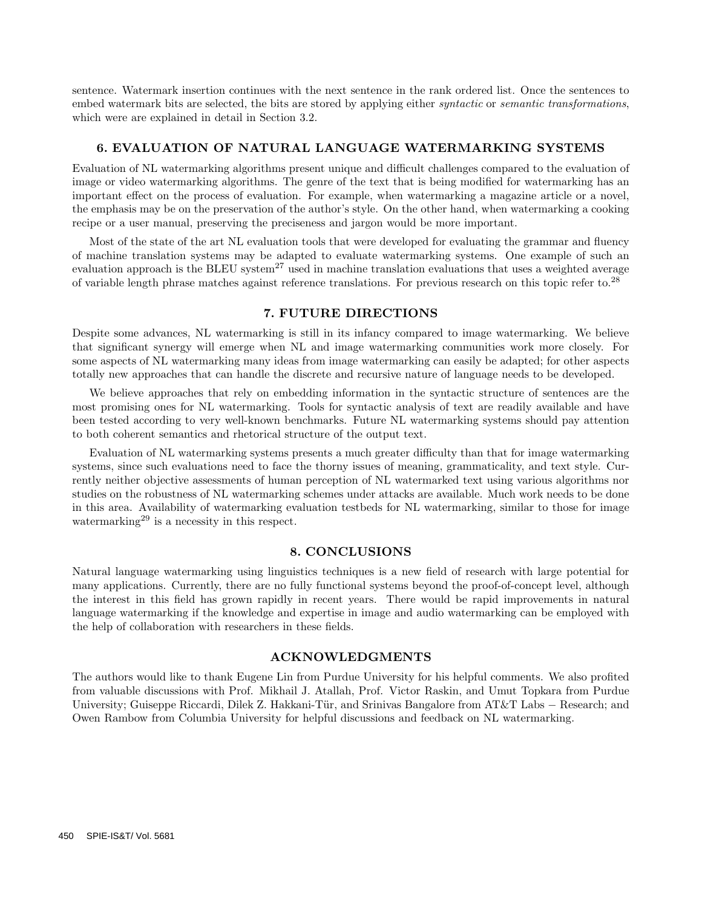sentence. Watermark insertion continues with the next sentence in the rank ordered list. Once the sentences to embed watermark bits are selected, the bits are stored by applying either *syntactic* or *semantic transformations*, which were are explained in detail in Section 3.2.

## 6. EVALUATION OF NATURAL LANGUAGE WATERMARKING SYSTEMS

Evaluation of NL watermarking algorithms present unique and difficult challenges compared to the evaluation of image or video watermarking algorithms. The genre of the text that is being modified for watermarking has an important effect on the process of evaluation. For example, when watermarking a magazine article or a novel, the emphasis may be on the preservation of the author's style. On the other hand, when watermarking a cooking recipe or a user manual, preserving the preciseness and jargon would be more important.

Most of the state of the art NL evaluation tools that were developed for evaluating the grammar and fluency of machine translation systems may be adapted to evaluate watermarking systems. One example of such an evaluation approach is the BLEU system[27] used in machine translation evaluations that uses a weighted average of variable length phrase matches against reference translations. For previous research on this topic refer to.[28]

## 7. FUTURE DIRECTIONS

Despite some advances, NL watermarking is still in its infancy compared to image watermarking. We believe that significant synergy will emerge when NL and image watermarking communities work more closely. For some aspects of NL watermarking many ideas from image watermarking can easily be adapted; for other aspects totally new approaches that can handle the discrete and recursive nature of language needs to be developed.

We believe approaches that rely on embedding information in the syntactic structure of sentences are the most promising ones for NL watermarking. Tools for syntactic analysis of text are readily available and have been tested according to very well-known benchmarks. Future NL watermarking systems should pay attention to both coherent semantics and rhetorical structure of the output text.

Evaluation of NL watermarking systems presents a much greater difficulty than that for image watermarking systems, since such evaluations need to face the thorny issues of meaning, grammaticality, and text style. Currently neither objective assessments of human perception of NL watermarked text using various algorithms nor studies on the robustness of NL watermarking schemes under attacks are available. Much work needs to be done in this area. Availability of watermarking evaluation testbeds for NL watermarking, similar to those for image watermarking[29] is a necessity in this respect.

## 8. CONCLUSIONS

Natural language watermarking using linguistics techniques is a new field of research with large potential for many applications. Currently, there are no fully functional systems beyond the proof-of-concept level, although the interest in this field has grown rapidly in recent years. There would be rapid improvements in natural language watermarking if the knowledge and expertise in image and audio watermarking can be employed with the help of collaboration with researchers in these fields.

## ACKNOWLEDGMENTS

The authors would like to thank Eugene Lin from Purdue University for his helpful comments. We also profited from valuable discussions with Prof. Mikhail J. Atallah, Prof. Victor Raskin, and Umut Topkara from Purdue University; Guiseppe Riccardi, Dilek Z. Hakkani-Tür, and Srinivas Bangalore from AT&T Labs – Research; and Owen Rambow from Columbia University for helpful discussions and feedback on NL watermarking.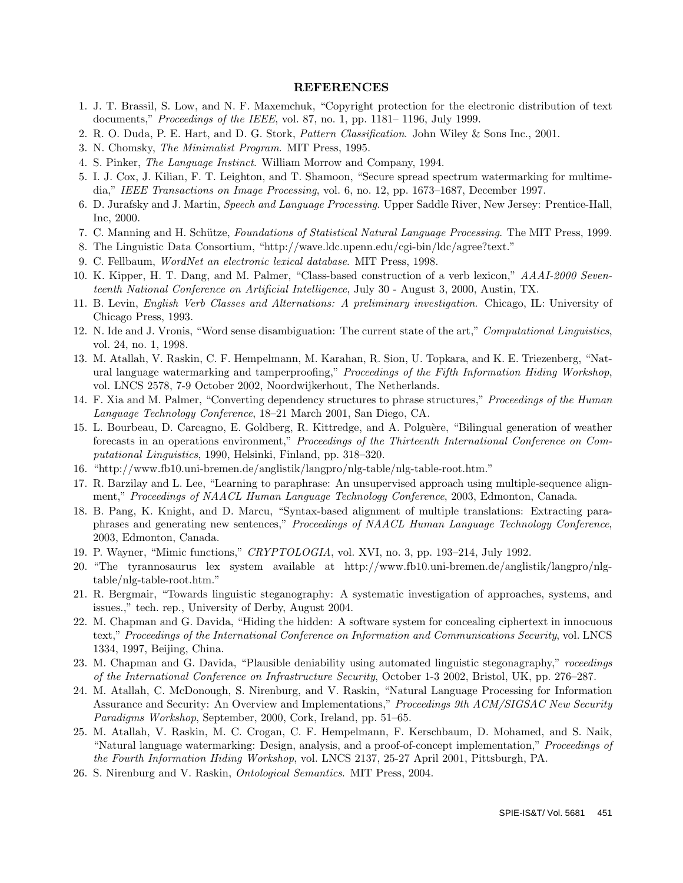## REFERENCES

1. J. T. Brassil, S. Low, and N. F. Maxemchuk, "Copyright protection for the electronic distribution of text documents," *Proceedings of the IEEE*, vol. 87, no. 1, pp. 1181– 1196, July 1999.
2. R. O. Duda, P. E. Hart, and D. G. Stork, *Pattern Classification*. John Wiley & Sons Inc., 2001.
3. N. Chomsky, *The Minimalist Program*. MIT Press, 1995.
4. S. Pinker, *The Language Instinct*. William Morrow and Company, 1994.
5. I. J. Cox, J. Kilian, F. T. Leighton, and T. Shamoon, "Secure spread spectrum watermarking for multimedia," *IEEE Transactions on Image Processing*, vol. 6, no. 12, pp. 1673–1687, December 1997.
6. D. Jurafsky and J. Martin, *Speech and Language Processing*. Upper Saddle River, New Jersey: Prentice-Hall, Inc, 2000.
7. C. Manning and H. Schütze, *Foundations of Statistical Natural Language Processing*. The MIT Press, 1999.
8. The Linguistic Data Consortium, "http://wave.ldc.upenn.edu/cgi-bin/ldc/agree?text."
9. C. Fellbaum, *WordNet an electronic lexical database*. MIT Press, 1998.
10. K. Kipper, H. T. Dang, and M. Palmer, "Class-based construction of a verb lexicon," *AAAI-2000 Seventeenth National Conference on Artificial Intelligence*, July 30 - August 3, 2000, Austin, TX.
11. B. Levin, *English Verb Classes and Alternations: A preliminary investigation*. Chicago, IL: University of Chicago Press, 1993.
12. N. Ide and J. Vronis, "Word sense disambiguation: The current state of the art," *Computational Linguistics*, vol. 24, no. 1, 1998.
13. M. Atallah, V. Raskin, C. F. Hempelmann, M. Karahan, R. Sion, U. Topkara, and K. E. Triezenberg, "Natural language watermarking and tamperproofing," *Proceedings of the Fifth Information Hiding Workshop*, vol. LNCS 2578, 7-9 October 2002, Noordwijkerhout, The Netherlands.
14. F. Xia and M. Palmer, "Converting dependency structures to phrase structures," *Proceedings of the Human Language Technology Conference*, 18–21 March 2001, San Diego, CA.
15. L. Bourbeau, D. Carcagno, E. Goldberg, R. Kittredge, and A. Polguère, "Bilingual generation of weather forecasts in an operations environment," *Proceedings of the Thirteenth International Conference on Computational Linguistics*, 1990, Helsinki, Finland, pp. 318–320.
16. "http://www.fb10.uni-bremen.de/anglistik/langpro/nlg-table/nlg-table-root.htm."
17. R. Barzilay and L. Lee, "Learning to paraphrase: An unsupervised approach using multiple-sequence alignment," *Proceedings of NAACL Human Language Technology Conference*, 2003, Edmonton, Canada.
18. B. Pang, K. Knight, and D. Marcu, "Syntax-based alignment of multiple translations: Extracting paraphrases and generating new sentences," *Proceedings of NAACL Human Language Technology Conference*, 2003, Edmonton, Canada.
19. P. Wayner, "Mimic functions," *CRYPTOLOGIA*, vol. XVI, no. 3, pp. 193–214, July 1992.
20. "The tyrannosaurus lex system available at http://www.fb10.uni-bremen.de/anglistik/langpro/nlg-table/nlg-table-root.htm."
21. R. Bergmair, "Towards linguistic steganography: A systematic investigation of approaches, systems, and issues.," tech. rep., University of Derby, August 2004.
22. M. Chapman and G. Davida, "Hiding the hidden: A software system for concealing ciphertext in innocuous text," *Proceedings of the International Conference on Information and Communications Security*, vol. LNCS 1334, 1997, Beijing, China.
23. M. Chapman and G. Davida, "Plausible deniability using automated linguistic stegonagraphy," *roceedings of the International Conference on Infrastructure Security*, October 1-3 2002, Bristol, UK, pp. 276–287.
24. M. Atallah, C. McDonough, S. Nirenburg, and V. Raskin, "Natural Language Processing for Information Assurance and Security: An Overview and Implementations," *Proceedings 9th ACM/SIGSAC New Security Paradigms Workshop*, September, 2000, Cork, Ireland, pp. 51–65.
25. M. Atallah, V. Raskin, M. C. Crogan, C. F. Hempelmann, F. Kerschbaum, D. Mohamed, and S. Naik, "Natural language watermarking: Design, analysis, and a proof-of-concept implementation," *Proceedings of the Fourth Information Hiding Workshop*, vol. LNCS 2137, 25-27 April 2001, Pittsburgh, PA.
26. S. Nirenburg and V. Raskin, *Ontological Semantics*. MIT Press, 2004.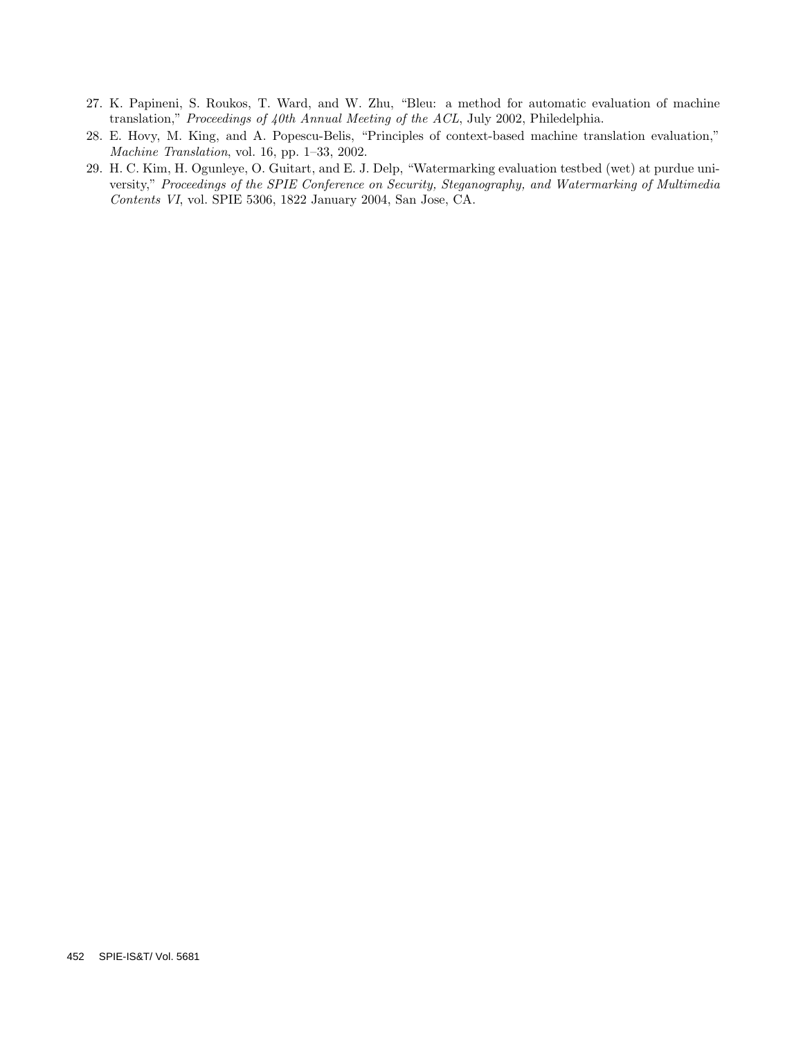27. K. Papineni, S. Roukos, T. Ward, and W. Zhu, "Bleu: a method for automatic evaluation of machine translation," *Proceedings of 40th Annual Meeting of the ACL*, July 2002, Philedelphia.
28. E. Hovy, M. King, and A. Popescu-Belis, "Principles of context-based machine translation evaluation," *Machine Translation*, vol. 16, pp. 1–33, 2002.
29. H. C. Kim, H. Ogunleye, O. Guitart, and E. J. Delp, "Watermarking evaluation testbed (wet) at purdue university," *Proceedings of the SPIE Conference on Security, Steganography, and Watermarking of Multimedia Contents VI*, vol. SPIE 5306, 1822 January 2004, San Jose, CA.